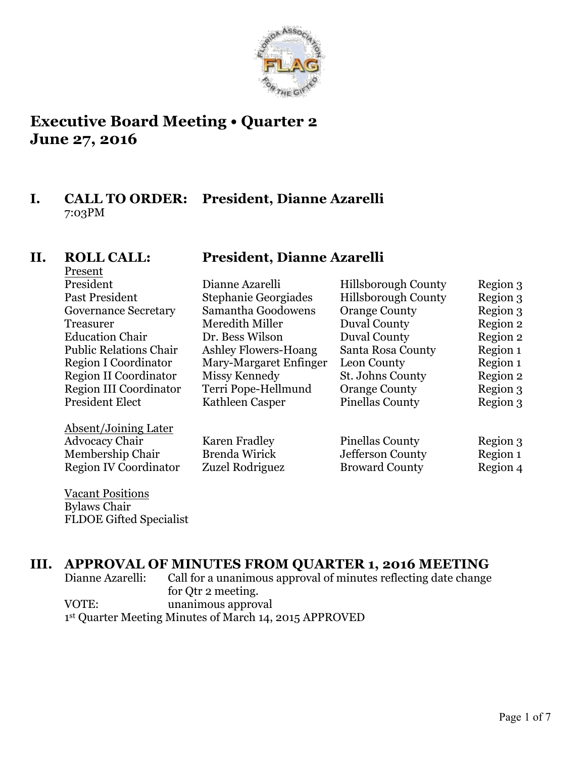# Executive Board Meeting • Quarter 2
# June 27, 2016

## I. CALL TO ORDER: President, Dianne Azarelli

7:03PM

## II. ROLL CALL: President, Dianne Azarelli

Present

| | | | |
|---|---|---|---|
| President | Dianne Azarelli | Hillsborough County | Region 3 |
| Past President | Stephanie Georgiades | Hillsborough County | Region 3 |
| Governance Secretary | Samantha Goodowens | Orange County | Region 3 |
| Treasurer | Meredith Miller | Duval County | Region 2 |
| Education Chair | Dr. Bess Wilson | Duval County | Region 2 |
| Public Relations Chair | Ashley Flowers-Hoang | Santa Rosa County | Region 1 |
| Region I Coordinator | Mary-Margaret Enfinger | Leon County | Region 1 |
| Region II Coordinator | Missy Kennedy | St. Johns County | Region 2 |
| Region III Coordinator | Terri Pope-Hellmund | Orange County | Region 3 |
| President Elect | Kathleen Casper | Pinellas County | Region 3 |

Absent/Joining Later

| | | | |
|---|---|---|---|
| Advocacy Chair | Karen Fradley | Pinellas County | Region 3 |
| Membership Chair | Brenda Wirick | Jefferson County | Region 1 |
| Region IV Coordinator | Zuzel Rodriguez | Broward County | Region 4 |

Vacant Positions

Bylaws Chair
FLDOE Gifted Specialist

## III. APPROVAL OF MINUTES FROM QUARTER 1, 2016 MEETING

Dianne Azarelli: Call for a unanimous approval of minutes reflecting date change for Qtr 2 meeting.

VOTE: unanimous approval

1st Quarter Meeting Minutes of March 14, 2015 APPROVED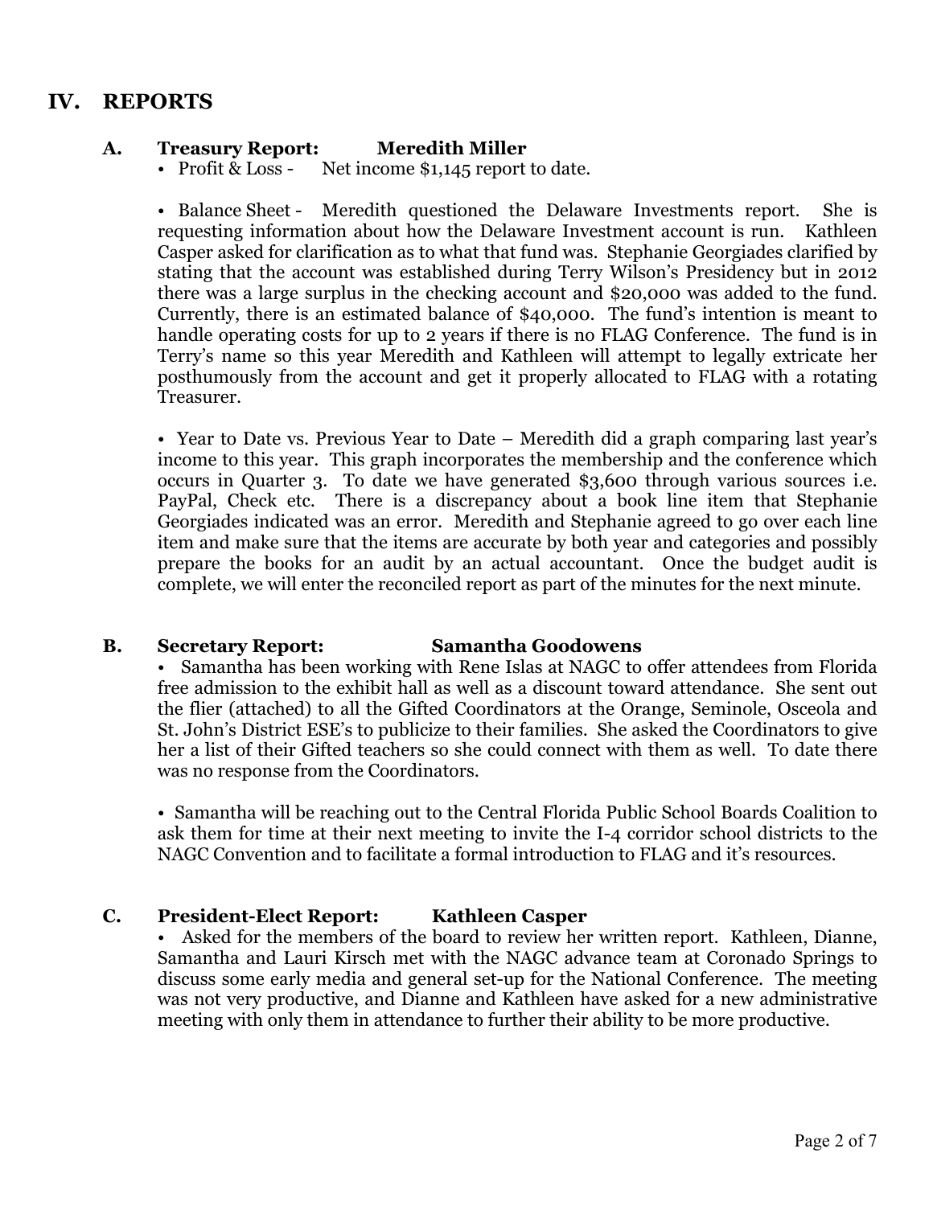# IV. REPORTS

### A. Treasury Report: Meredith Miller

- Profit & Loss - Net income $1,145 report to date.

- Balance Sheet - Meredith questioned the Delaware Investments report. She is requesting information about how the Delaware Investment account is run. Kathleen Casper asked for clarification as to what that fund was. Stephanie Georgiades clarified by stating that the account was established during Terry Wilson's Presidency but in 2012 there was a large surplus in the checking account and $20,000 was added to the fund. Currently, there is an estimated balance of $40,000. The fund's intention is meant to handle operating costs for up to 2 years if there is no FLAG Conference. The fund is in Terry's name so this year Meredith and Kathleen will attempt to legally extricate her posthumously from the account and get it properly allocated to FLAG with a rotating Treasurer.

- Year to Date vs. Previous Year to Date – Meredith did a graph comparing last year's income to this year. This graph incorporates the membership and the conference which occurs in Quarter 3. To date we have generated $3,600 through various sources i.e. PayPal, Check etc. There is a discrepancy about a book line item that Stephanie Georgiades indicated was an error. Meredith and Stephanie agreed to go over each line item and make sure that the items are accurate by both year and categories and possibly prepare the books for an audit by an actual accountant. Once the budget audit is complete, we will enter the reconciled report as part of the minutes for the next minute.

### B. Secretary Report: Samantha Goodowens

- Samantha has been working with Rene Islas at NAGC to offer attendees from Florida free admission to the exhibit hall as well as a discount toward attendance. She sent out the flier (attached) to all the Gifted Coordinators at the Orange, Seminole, Osceola and St. John's District ESE's to publicize to their families. She asked the Coordinators to give her a list of their Gifted teachers so she could connect with them as well. To date there was no response from the Coordinators.

- Samantha will be reaching out to the Central Florida Public School Boards Coalition to ask them for time at their next meeting to invite the I-4 corridor school districts to the NAGC Convention and to facilitate a formal introduction to FLAG and it's resources.

### C. President-Elect Report: Kathleen Casper

- Asked for the members of the board to review her written report. Kathleen, Dianne, Samantha and Lauri Kirsch met with the NAGC advance team at Coronado Springs to discuss some early media and general set-up for the National Conference. The meeting was not very productive, and Dianne and Kathleen have asked for a new administrative meeting with only them in attendance to further their ability to be more productive.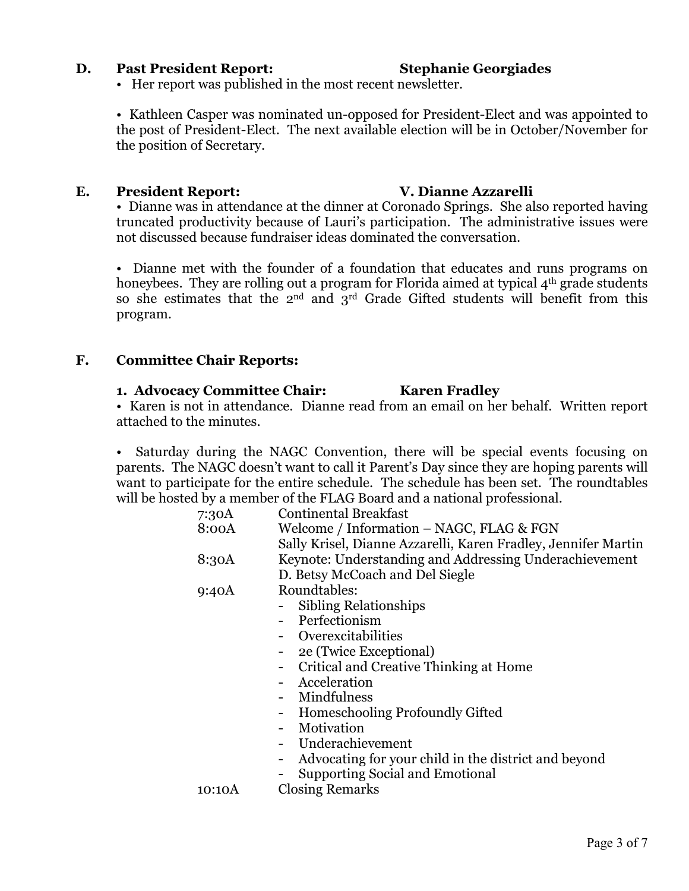**D. Past President Report: Stephanie Georgiades**

- Her report was published in the most recent newsletter.
- Kathleen Casper was nominated un-opposed for President-Elect and was appointed to the post of President-Elect. The next available election will be in October/November for the position of Secretary.

**E. President Report: V. Dianne Azzarelli**

- Dianne was in attendance at the dinner at Coronado Springs. She also reported having truncated productivity because of Lauri's participation. The administrative issues were not discussed because fundraiser ideas dominated the conversation.
- Dianne met with the founder of a foundation that educates and runs programs on honeybees. They are rolling out a program for Florida aimed at typical 4th grade students so she estimates that the 2nd and 3rd Grade Gifted students will benefit from this program.

**F. Committee Chair Reports:**

**1. Advocacy Committee Chair: Karen Fradley**

- Karen is not in attendance. Dianne read from an email on her behalf. Written report attached to the minutes.
- Saturday during the NAGC Convention, there will be special events focusing on parents. The NAGC doesn't want to call it Parent's Day since they are hoping parents will want to participate for the entire schedule. The schedule has been set. The roundtables will be hosted by a member of the FLAG Board and a national professional.

| | |
|---|---|
| 7:30A | Continental Breakfast |
| 8:00A | Welcome / Information – NAGC, FLAG & FGN<br>Sally Krisel, Dianne Azzarelli, Karen Fradley, Jennifer Martin |
| 8:30A | Keynote: Understanding and Addressing Underachievement<br>D. Betsy McCoach and Del Siegle |
| 9:40A | Roundtables:<br>- Sibling Relationships<br>- Perfectionism<br>- Overexcitabilities<br>- 2e (Twice Exceptional)<br>- Critical and Creative Thinking at Home<br>- Acceleration<br>- Mindfulness<br>- Homeschooling Profoundly Gifted<br>- Motivation<br>- Underachievement<br>- Advocating for your child in the district and beyond<br>- Supporting Social and Emotional |
| 10:10A | Closing Remarks |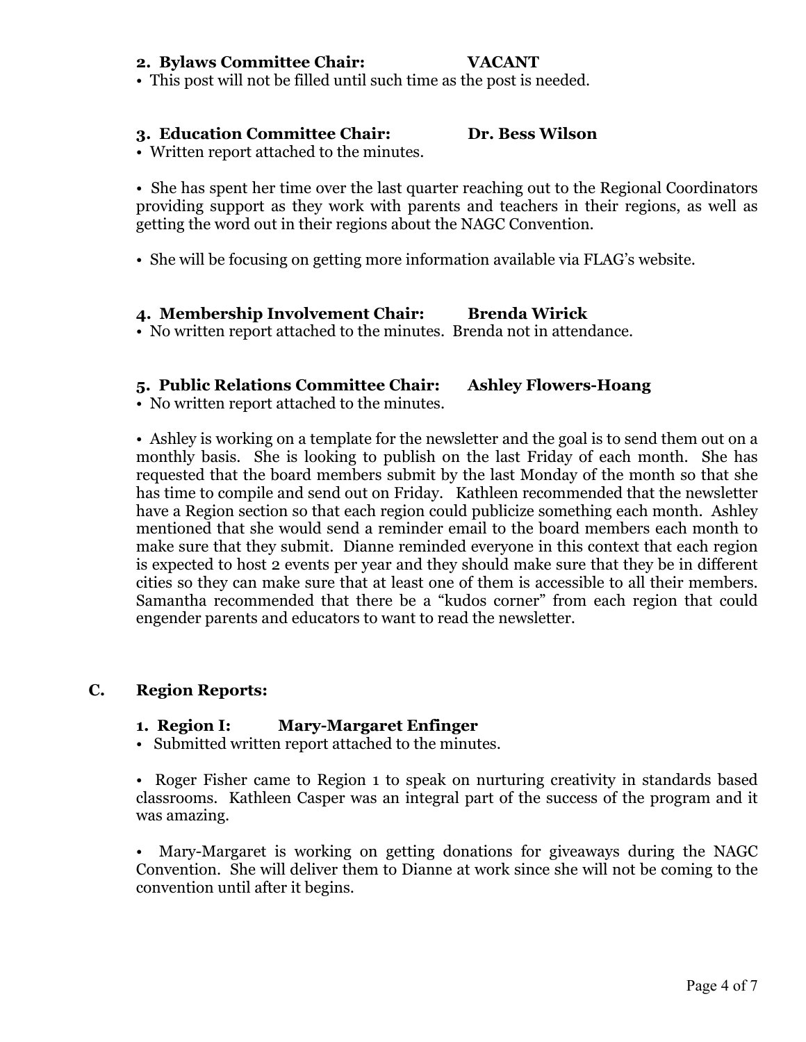**2. Bylaws Committee Chair: VACANT**

- This post will not be filled until such time as the post is needed.

**3. Education Committee Chair: Dr. Bess Wilson**

- Written report attached to the minutes.

- She has spent her time over the last quarter reaching out to the Regional Coordinators providing support as they work with parents and teachers in their regions, as well as getting the word out in their regions about the NAGC Convention.

- She will be focusing on getting more information available via FLAG's website.

**4. Membership Involvement Chair: Brenda Wirick**

- No written report attached to the minutes. Brenda not in attendance.

**5. Public Relations Committee Chair: Ashley Flowers-Hoang**

- No written report attached to the minutes.

- Ashley is working on a template for the newsletter and the goal is to send them out on a monthly basis. She is looking to publish on the last Friday of each month. She has requested that the board members submit by the last Monday of the month so that she has time to compile and send out on Friday. Kathleen recommended that the newsletter have a Region section so that each region could publicize something each month. Ashley mentioned that she would send a reminder email to the board members each month to make sure that they submit. Dianne reminded everyone in this context that each region is expected to host 2 events per year and they should make sure that they be in different cities so they can make sure that at least one of them is accessible to all their members. Samantha recommended that there be a "kudos corner" from each region that could engender parents and educators to want to read the newsletter.

## C. Region Reports:

**1. Region I: Mary-Margaret Enfinger**

- Submitted written report attached to the minutes.

- Roger Fisher came to Region 1 to speak on nurturing creativity in standards based classrooms. Kathleen Casper was an integral part of the success of the program and it was amazing.

- Mary-Margaret is working on getting donations for giveaways during the NAGC Convention. She will deliver them to Dianne at work since she will not be coming to the convention until after it begins.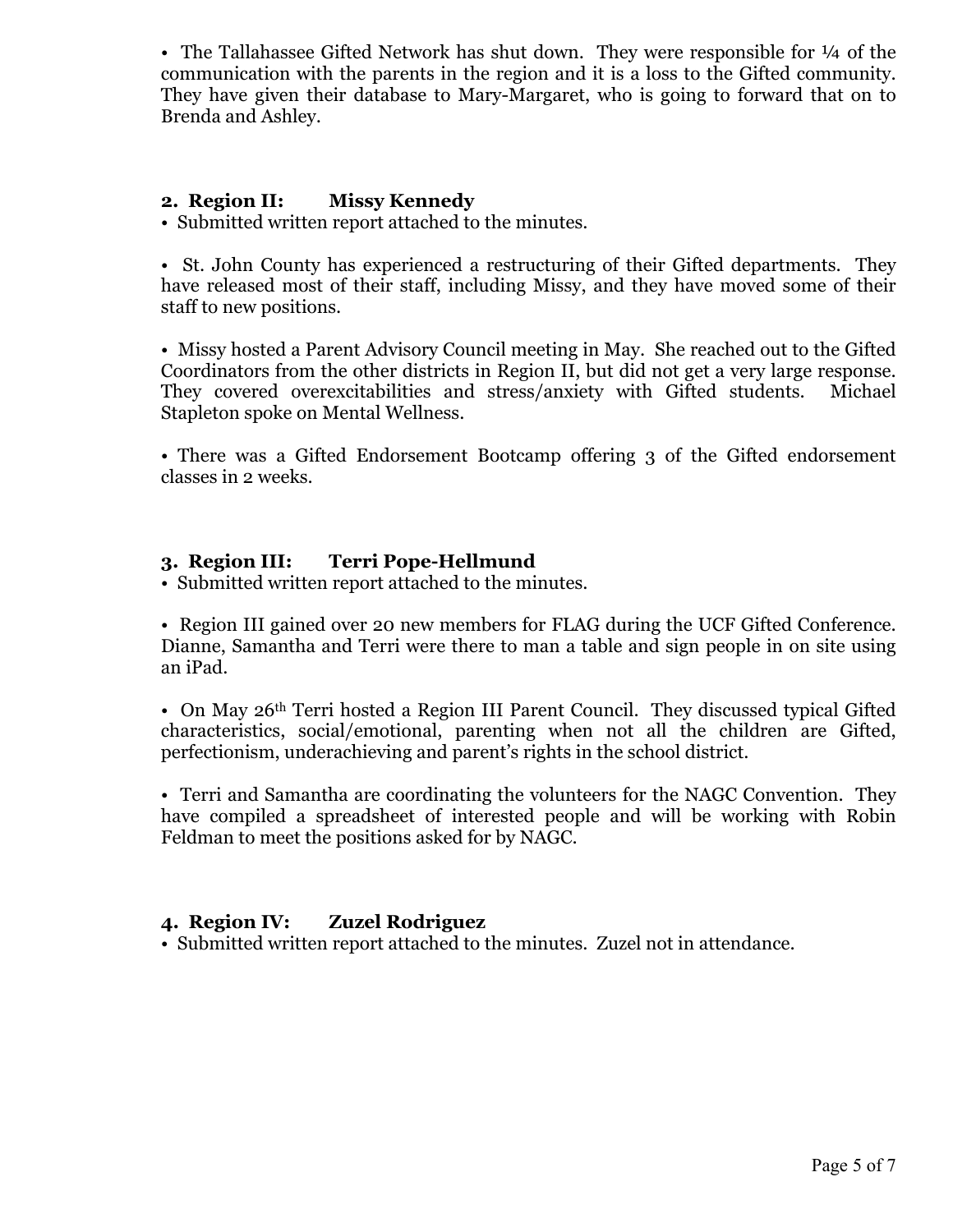• The Tallahassee Gifted Network has shut down. They were responsible for ¼ of the communication with the parents in the region and it is a loss to the Gifted community. They have given their database to Mary-Margaret, who is going to forward that on to Brenda and Ashley.

### 2. Region II: Missy Kennedy

• Submitted written report attached to the minutes.

• St. John County has experienced a restructuring of their Gifted departments. They have released most of their staff, including Missy, and they have moved some of their staff to new positions.

• Missy hosted a Parent Advisory Council meeting in May. She reached out to the Gifted Coordinators from the other districts in Region II, but did not get a very large response. They covered overexcitabilities and stress/anxiety with Gifted students. Michael Stapleton spoke on Mental Wellness.

• There was a Gifted Endorsement Bootcamp offering 3 of the Gifted endorsement classes in 2 weeks.

### 3. Region III: Terri Pope-Hellmund

• Submitted written report attached to the minutes.

• Region III gained over 20 new members for FLAG during the UCF Gifted Conference. Dianne, Samantha and Terri were there to man a table and sign people in on site using an iPad.

• On May 26th Terri hosted a Region III Parent Council. They discussed typical Gifted characteristics, social/emotional, parenting when not all the children are Gifted, perfectionism, underachieving and parent's rights in the school district.

• Terri and Samantha are coordinating the volunteers for the NAGC Convention. They have compiled a spreadsheet of interested people and will be working with Robin Feldman to meet the positions asked for by NAGC.

### 4. Region IV: Zuzel Rodriguez

• Submitted written report attached to the minutes. Zuzel not in attendance.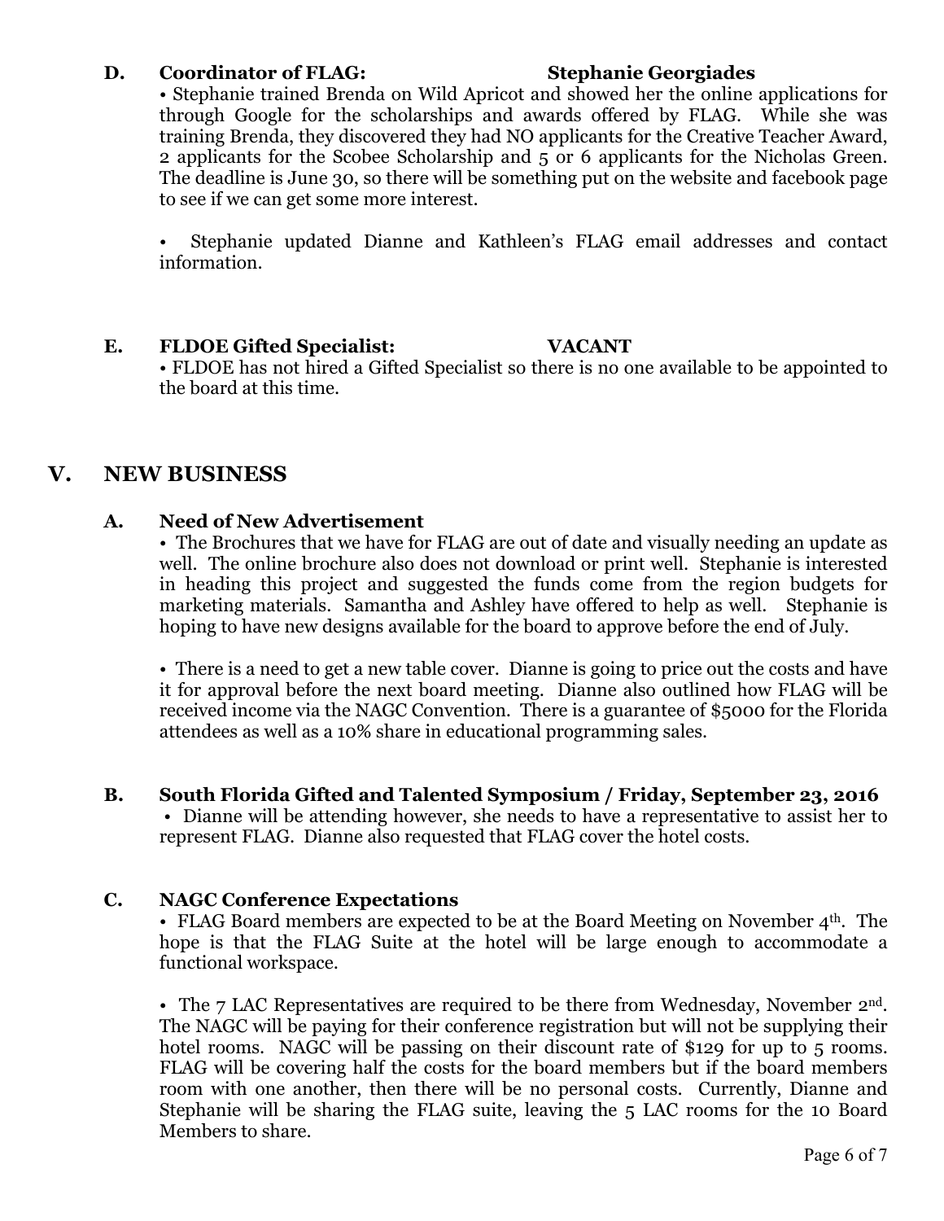**D. Coordinator of FLAG: Stephanie Georgiades**

- Stephanie trained Brenda on Wild Apricot and showed her the online applications for through Google for the scholarships and awards offered by FLAG. While she was training Brenda, they discovered they had NO applicants for the Creative Teacher Award, 2 applicants for the Scobee Scholarship and 5 or 6 applicants for the Nicholas Green. The deadline is June 30, so there will be something put on the website and facebook page to see if we can get some more interest.

- Stephanie updated Dianne and Kathleen's FLAG email addresses and contact information.

**E. FLDOE Gifted Specialist: VACANT**

- FLDOE has not hired a Gifted Specialist so there is no one available to be appointed to the board at this time.

## V. NEW BUSINESS

**A. Need of New Advertisement**

- The Brochures that we have for FLAG are out of date and visually needing an update as well. The online brochure also does not download or print well. Stephanie is interested in heading this project and suggested the funds come from the region budgets for marketing materials. Samantha and Ashley have offered to help as well. Stephanie is hoping to have new designs available for the board to approve before the end of July.

- There is a need to get a new table cover. Dianne is going to price out the costs and have it for approval before the next board meeting. Dianne also outlined how FLAG will be received income via the NAGC Convention. There is a guarantee of $5000 for the Florida attendees as well as a 10% share in educational programming sales.

**B. South Florida Gifted and Talented Symposium / Friday, September 23, 2016**

- Dianne will be attending however, she needs to have a representative to assist her to represent FLAG. Dianne also requested that FLAG cover the hotel costs.

**C. NAGC Conference Expectations**

- FLAG Board members are expected to be at the Board Meeting on November 4th. The hope is that the FLAG Suite at the hotel will be large enough to accommodate a functional workspace.

- The 7 LAC Representatives are required to be there from Wednesday, November 2nd. The NAGC will be paying for their conference registration but will not be supplying their hotel rooms. NAGC will be passing on their discount rate of $129 for up to 5 rooms. FLAG will be covering half the costs for the board members but if the board members room with one another, then there will be no personal costs. Currently, Dianne and Stephanie will be sharing the FLAG suite, leaving the 5 LAC rooms for the 10 Board Members to share.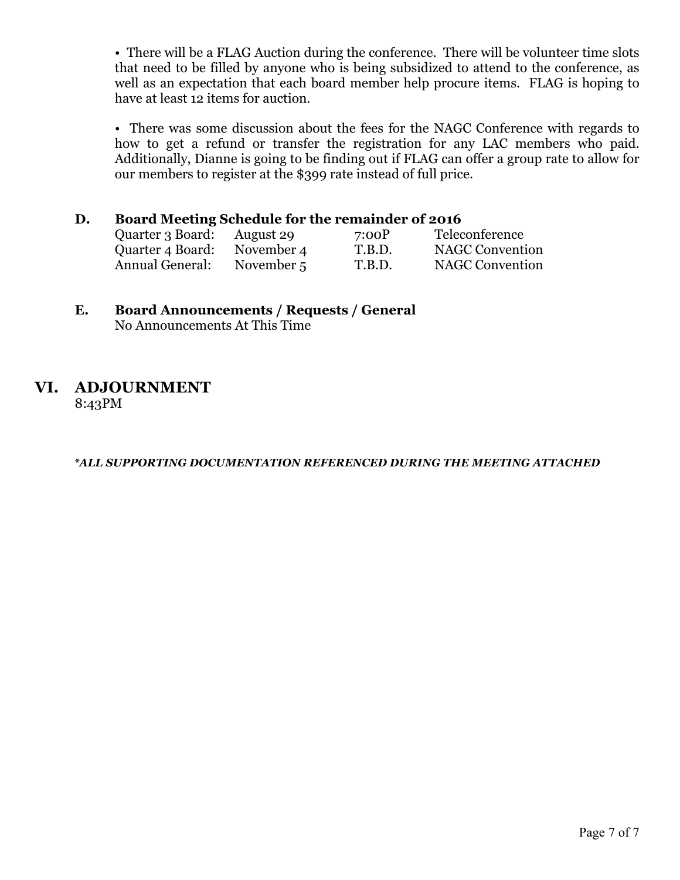- There will be a FLAG Auction during the conference. There will be volunteer time slots that need to be filled by anyone who is being subsidized to attend to the conference, as well as an expectation that each board member help procure items. FLAG is hoping to have at least 12 items for auction.

- There was some discussion about the fees for the NAGC Conference with regards to how to get a refund or transfer the registration for any LAC members who paid. Additionally, Dianne is going to be finding out if FLAG can offer a group rate to allow for our members to register at the $399 rate instead of full price.

### D. Board Meeting Schedule for the remainder of 2016

| | | | |
|---|---|---|---|
| Quarter 3 Board: | August 29 | 7:00P | Teleconference |
| Quarter 4 Board: | November 4 | T.B.D. | NAGC Convention |
| Annual General: | November 5 | T.B.D. | NAGC Convention |

### E. Board Announcements / Requests / General

No Announcements At This Time

## VI. ADJOURNMENT

8:43PM

***ALL SUPPORTING DOCUMENTATION REFERENCED DURING THE MEETING ATTACHED***